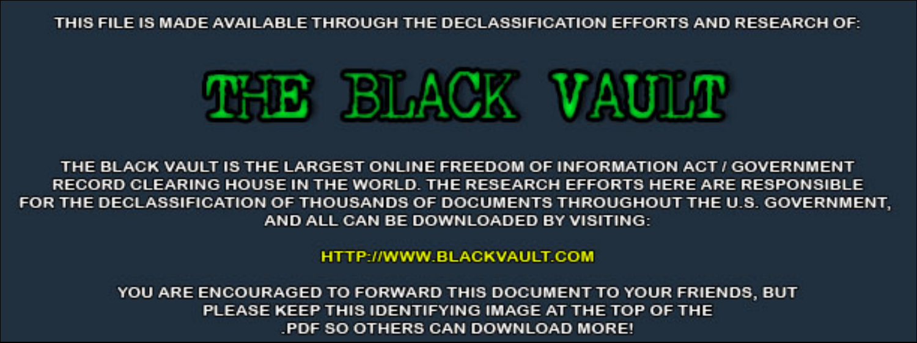THIS FILE IS MADE AVAILABLE THROUGH THE DECLASSIFICATION EFFORTS AND RESEARCH OF:

# THE BLACK VAULT

THE BLACK VAULT IS THE LARGEST ONLINE FREEDOM OF INFORMATION ACT / GOVERNMENT RECORD CLEARING HOUSE IN THE WORLD. THE RESEARCH EFFORTS HERE ARE RESPONSIBLE FOR THE DECLASSIFICATION OF THOUSANDS OF DOCUMENTS THROUGHOUT THE U.S. GOVERNMENT, AND ALL CAN BE DOWNLOADED BY VISITING:

HTTP://WWW.BLACKVAULT.COM

YOU ARE ENCOURAGED TO FORWARD THIS DOCUMENT TO YOUR FRIENDS, BUT PLEASE KEEP THIS IDENTIFYING IMAGE AT THE TOP OF THE .PDF SO OTHERS CAN DOWNLOAD MORE!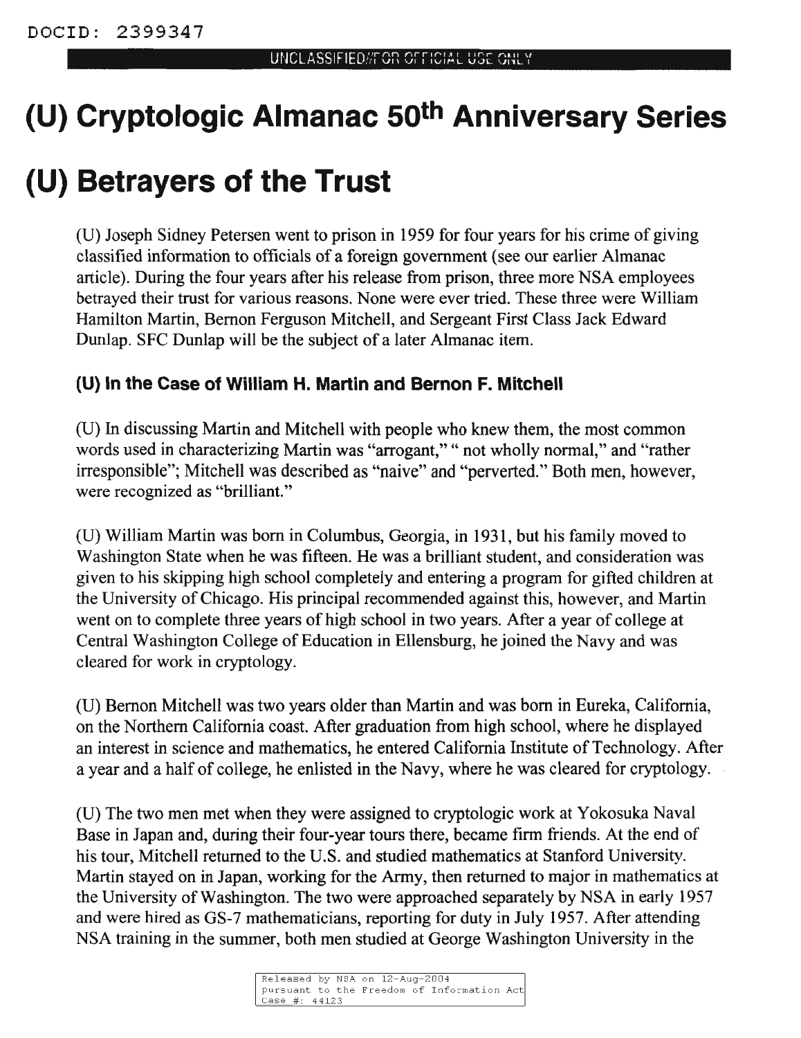DOCID: 2399347

UNCLASSIFIED//FOR OFFICIAL USE ONLY

# (U) Cryptologic Almanac 50th Anniversary Series

# (U) Betrayers of the Trust

(U) Joseph Sidney Petersen went to prison in 1959 for four years for his crime of giving classified information to officials of a foreign government (see our earlier Almanac article). During the four years after his release from prison, three more NSA employees betrayed their trust for various reasons. None were ever tried. These three were William Hamilton Martin, Bernon Ferguson Mitchell, and Sergeant First Class Jack Edward Dunlap. SFC Dunlap will be the subject of a later Almanac item.

### (U) In the Case of William H. Martin and Bernon F. Mitchell

(U) In discussing Martin and Mitchell with people who knew them, the most common words used in characterizing Martin was "arrogant," " not wholly normal," and "rather irresponsible"; Mitchell was described as "naive" and "perverted." Both men, however, were recognized as "brilliant."

(U) William Martin was born in Columbus, Georgia, in 1931, but his family moved to Washington State when he was fifteen. He was a brilliant student, and consideration was given to his skipping high school completely and entering a program for gifted children at the University of Chicago. His principal recommended against this, however, and Martin went on to complete three years of high school in two years. After a year of college at Central Washington College of Education in Ellensburg, he joined the Navy and was cleared for work in cryptology.

(U) Bernon Mitchell was two years older than Martin and was born in Eureka, California, on the Northern California coast. After graduation from high school, where he displayed an interest in science and mathematics, he entered California Institute of Technology. After a year and a half of college, he enlisted in the Navy, where he was cleared for cryptology.

(U) The two men met when they were assigned to cryptologic work at Yokosuka Naval Base in Japan and, during their four-year tours there, became firm friends. At the end of his tour, Mitchell returned to the U.S. and studied mathematics at Stanford University. Martin stayed on in Japan, working for the Army, then returned to major in mathematics at the University of Washington. The two were approached separately by NSA in early 1957 and were hired as GS-7 mathematicians, reporting for duty in July 1957. After attending NSA training in the summer, both men studied at George Washington University in the

Released by NSA on 12-Aug-2004 pursuant to the Freedom of Information Act Case #: 44123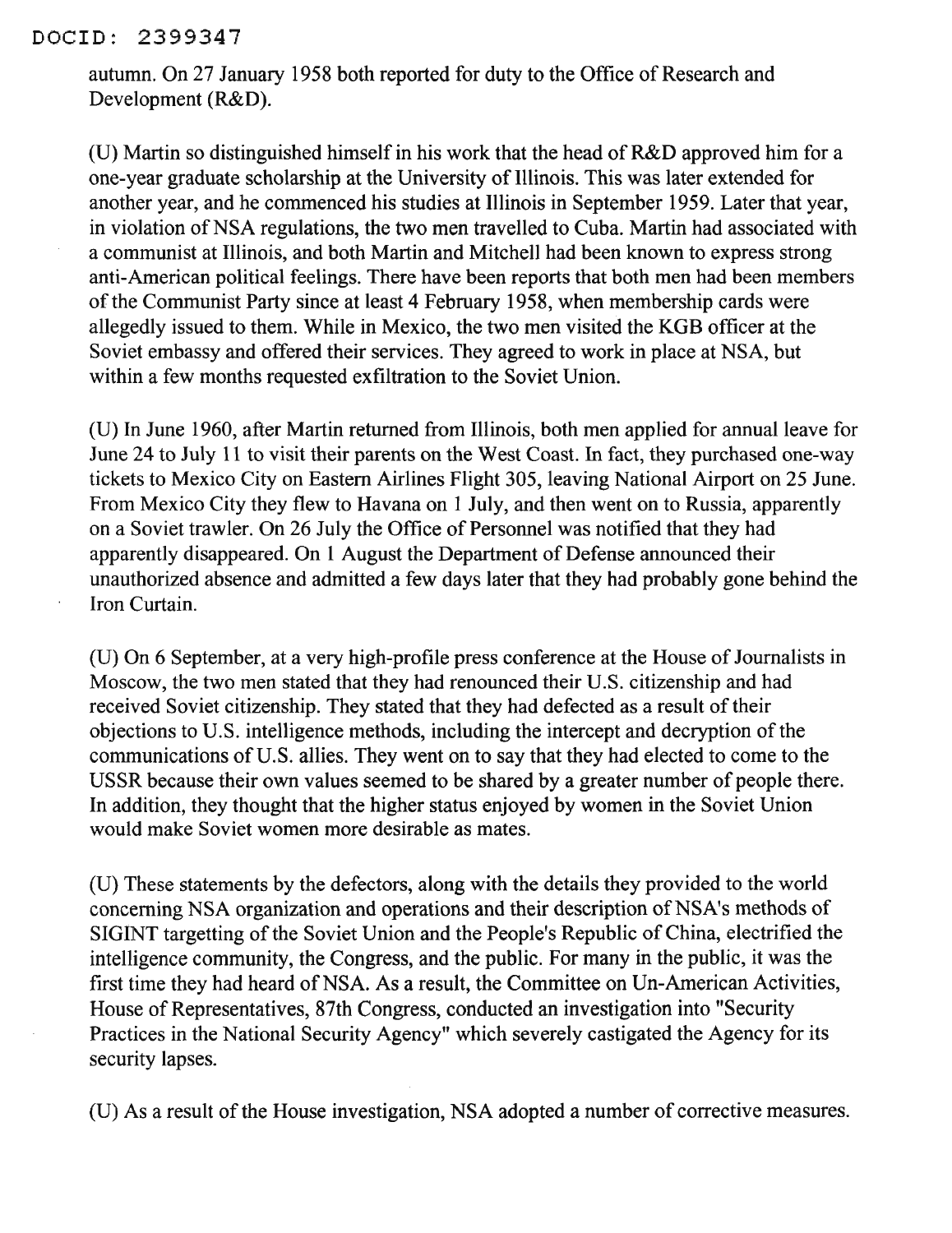autumn. On 27 January 1958 both reported for duty to the Office of Research and Development (R&D).

(U) Martin so distinguished himself in his work that the head of R&D approved him for a one-year graduate scholarship at the University of Illinois. This was later extended for another year, and he commenced his studies at Illinois in September 1959. Later that year, in violation of NSA regulations, the two men travelled to Cuba. Martin had associated with a communist at Illinois, and both Martin and Mitchell had been known to express strong anti-American political feelings. There have been reports that both men had been members of the Communist Party since at least 4 February 1958, when membership cards were allegedly issued to them. While in Mexico, the two men visited the KGB officer at the Soviet embassy and offered their services. They agreed to work in place at NSA, but within a few months requested exfiltration to the Soviet Union.

(U) In June 1960, after Martin returned from Illinois, both men applied for annual leave for June 24 to July 11 to visit their parents on the West Coast. In fact, they purchased one-way tickets to Mexico City on Eastern Airlines Flight 305, leaving National Airport on 25 June. From Mexico City they flew to Havana on 1 July, and then went on to Russia, apparently on a Soviet trawler. On 26 July the Office of Personnel was notified that they had apparently disappeared. On 1 August the Department of Defense announced their unauthorized absence and admitted a few days later that they had probably gone behind the Iron Curtain.

(U) On 6 September, at a very high-profile press conference at the House of Journalists in Moscow, the two men stated that they had renounced their U.S. citizenship and had received Soviet citizenship. They stated that they had defected as a result of their objections to U.S. intelligence methods, including the intercept and decryption of the communications of U.S. allies. They went on to say that they had elected to come to the USSR because their own values seemed to be shared by a greater number of people there. In addition, they thought that the higher status enjoyed by women in the Soviet Union would make Soviet women more desirable as mates.

(U) These statements by the defectors, along with the details they provided to the world concerning NSA organization and operations and their description of NSA's methods of SIGINT targetting of the Soviet Union and the People's Republic of China, electrified the intelligence community, the Congress, and the public. For many in the public, it was the first time they had heard of NSA. As a result, the Committee on Un-American Activities, House of Representatives, 87th Congress, conducted an investigation into "Security Practices in the National Security Agency" which severely castigated the Agency for its security lapses.

(U) As a result of the House investigation, NSA adopted a number of corrective measures.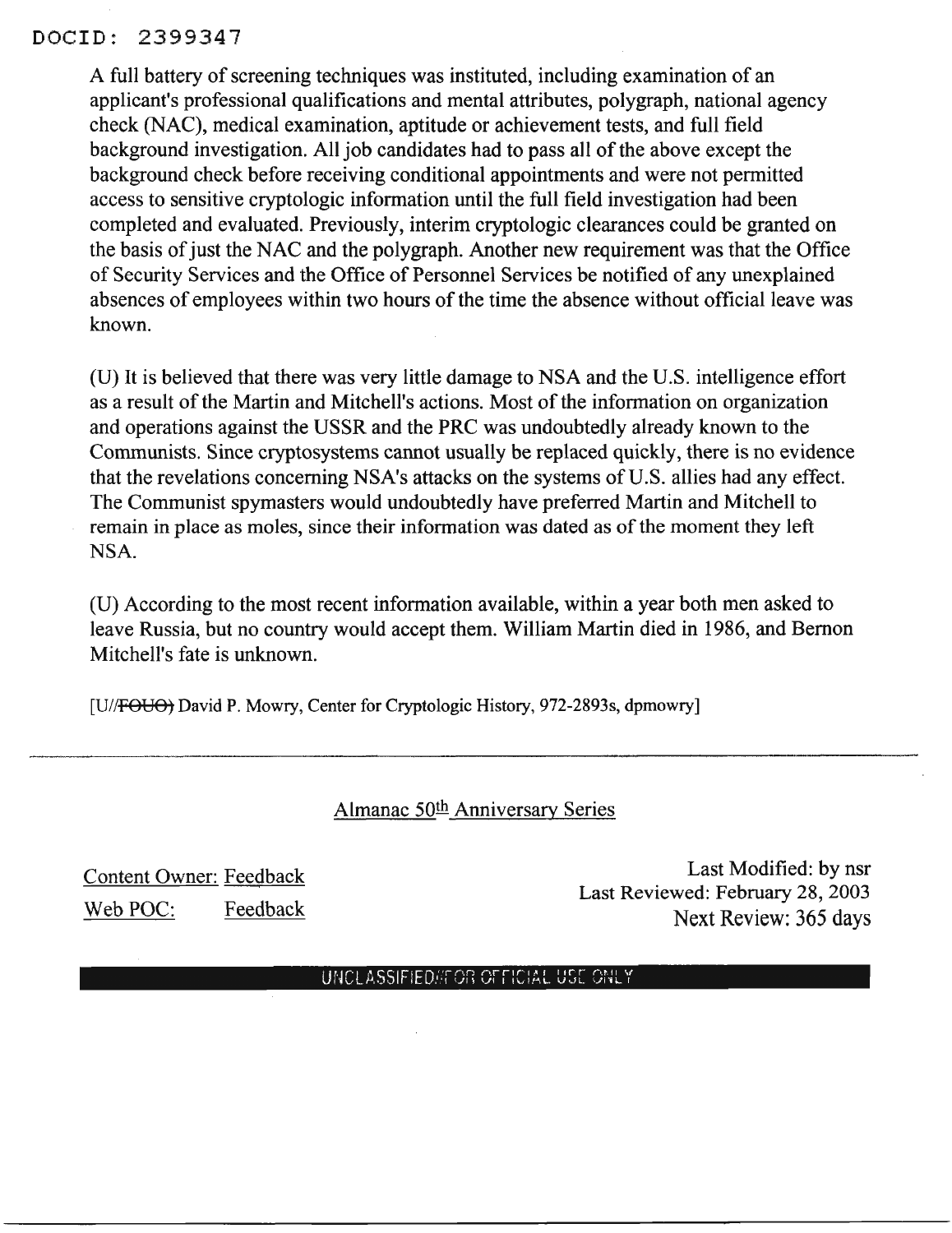A full battery of screening techniques was instituted, including examination of an applicant's professional qualifications and mental attributes, polygraph, national agency check (NAC), medical examination, aptitude or achievement tests, and full field background investigation. All job candidates had to pass all of the above except the background check before receiving conditional appointments and were not permitted access to sensitive cryptologic information until the full field investigation had been completed and evaluated. Previously, interim cryptologic clearances could be granted on the basis of just the NAC and the polygraph. Another new requirement was that the Office of Security Services and the Office of Personnel Services be notified of any unexplained absences of employees within two hours of the time the absence without official leave was known.

(U) It is believed that there was very little damage to NSA and the U.S. intelligence effort as a result of the Martin and Mitchell's actions. Most of the information on organization and operations against the USSR and the PRC was undoubtedly already known to the Communists. Since cryptosystems cannot usually be replaced quickly, there is no evidence that the revelations concerning NSA's attacks on the systems of U.S. allies had any effect. The Communist spymasters would undoubtedly have preferred Martin and Mitchell to remain in place as moles, since their information was dated as of the moment they left NSA.

(U) According to the most recent information available, within a year both men asked to leave Russia, but no country would accept them. William Martin died in 1986, and Bernon Mitchell's fate is unknown.

[U//~~FOUO~~) David P. Mowry, Center for Cryptologic History, 972-2893s, dpmowry]

---

Almanac 50th Anniversary Series

Content Owner: Feedback
Web POC: Feedback

Last Modified: by nsr
Last Reviewed: February 28, 2003
Next Review: 365 days

UNCLASSIFIED//FOR OFFICIAL USE ONLY